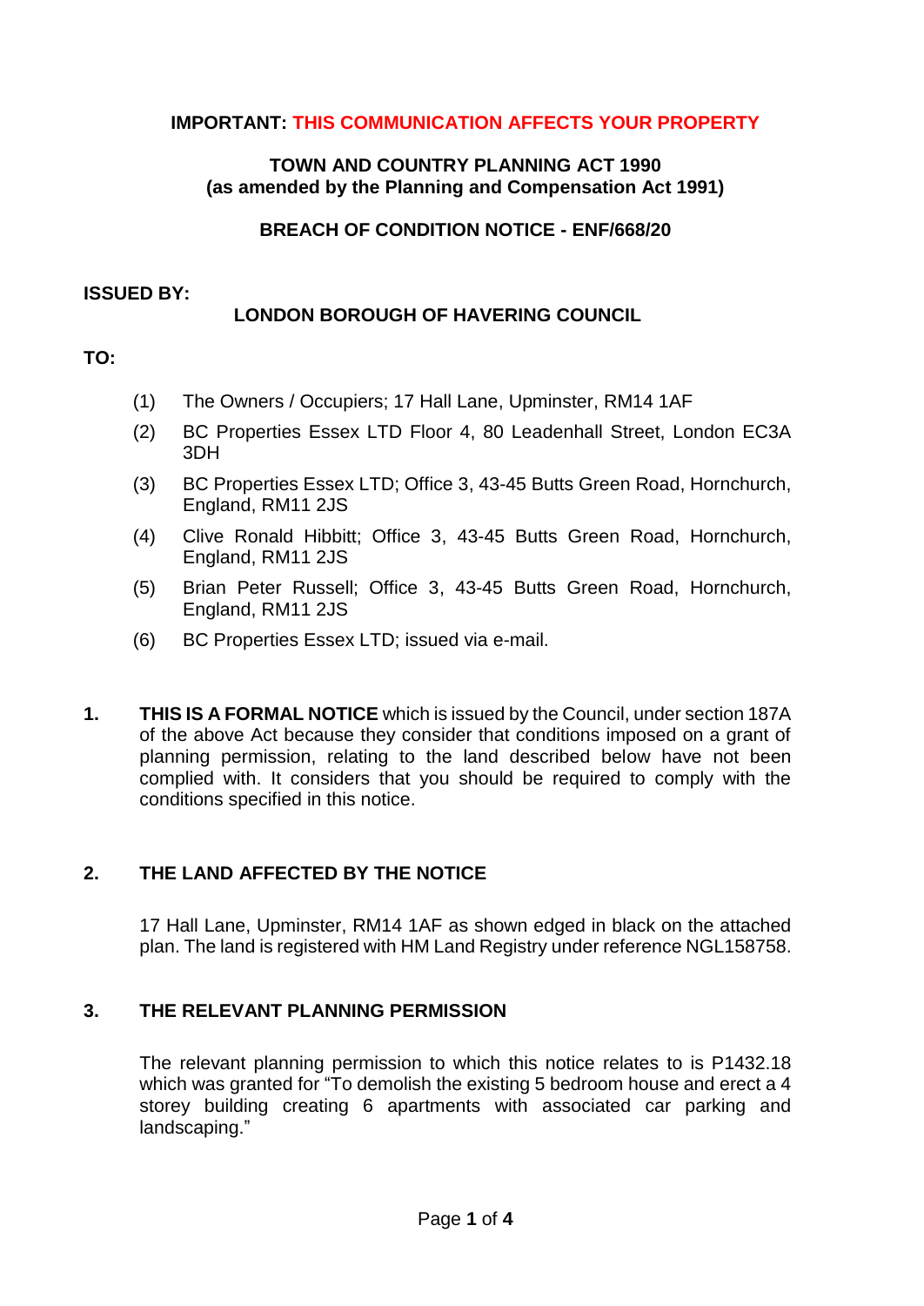**IMPORTANT: THIS COMMUNICATION AFFECTS YOUR PROPERTY**

**TOWN AND COUNTRY PLANNING ACT 1990**
**(as amended by the Planning and Compensation Act 1991)**

**BREACH OF CONDITION NOTICE - ENF/668/20**

**ISSUED BY:**

**LONDON BOROUGH OF HAVERING COUNCIL**

**TO:**

(1) The Owners / Occupiers; 17 Hall Lane, Upminster, RM14 1AF

(2) BC Properties Essex LTD Floor 4, 80 Leadenhall Street, London EC3A 3DH

(3) BC Properties Essex LTD; Office 3, 43-45 Butts Green Road, Hornchurch, England, RM11 2JS

(4) Clive Ronald Hibbitt; Office 3, 43-45 Butts Green Road, Hornchurch, England, RM11 2JS

(5) Brian Peter Russell; Office 3, 43-45 Butts Green Road, Hornchurch, England, RM11 2JS

(6) BC Properties Essex LTD; issued via e-mail.

**1. THIS IS A FORMAL NOTICE** which is issued by the Council, under section 187A of the above Act because they consider that conditions imposed on a grant of planning permission, relating to the land described below have not been complied with. It considers that you should be required to comply with the conditions specified in this notice.

## 2. THE LAND AFFECTED BY THE NOTICE

17 Hall Lane, Upminster, RM14 1AF as shown edged in black on the attached plan. The land is registered with HM Land Registry under reference NGL158758.

## 3. THE RELEVANT PLANNING PERMISSION

The relevant planning permission to which this notice relates to is P1432.18 which was granted for "To demolish the existing 5 bedroom house and erect a 4 storey building creating 6 apartments with associated car parking and landscaping."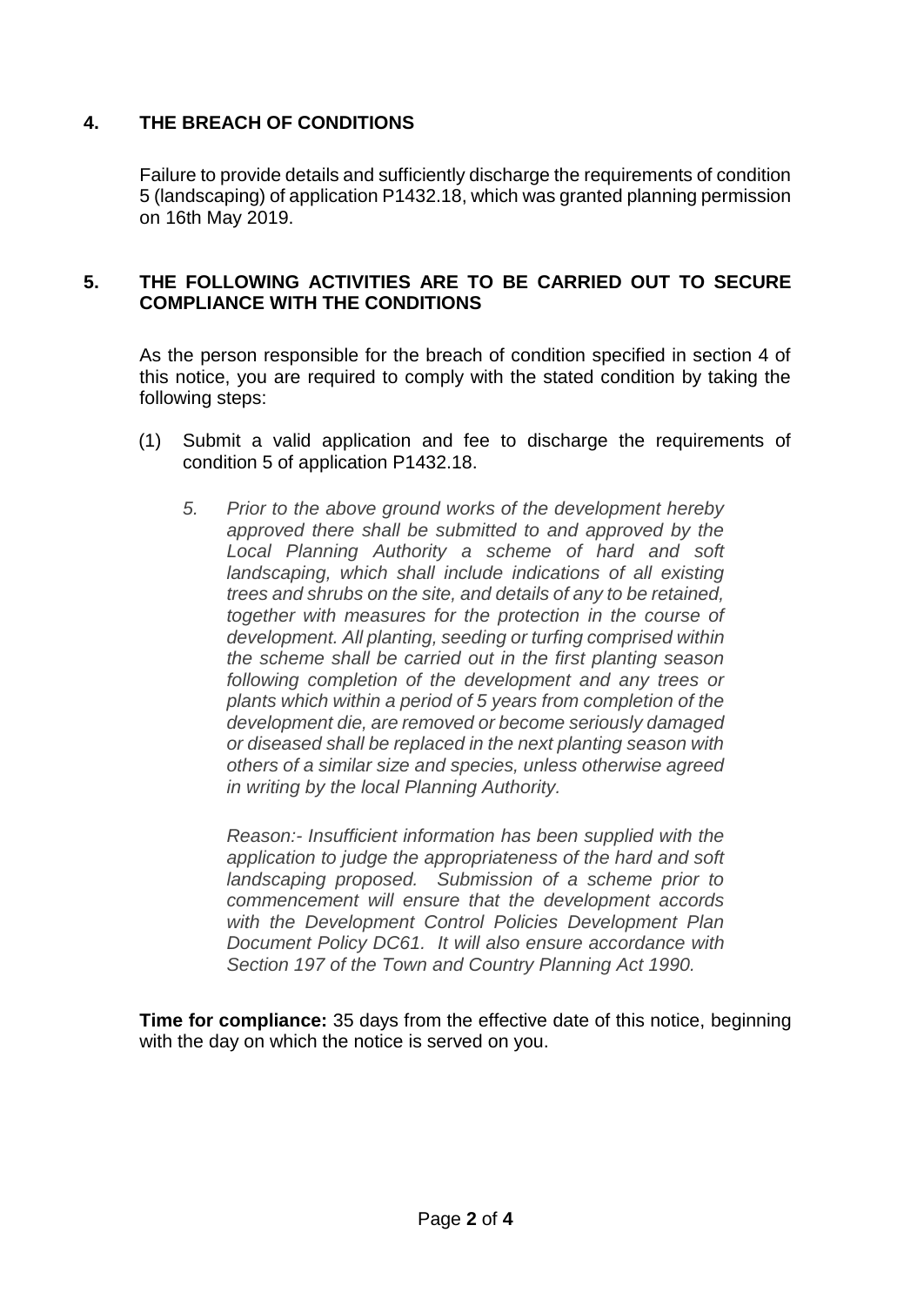## 4. THE BREACH OF CONDITIONS

Failure to provide details and sufficiently discharge the requirements of condition 5 (landscaping) of application P1432.18, which was granted planning permission on 16th May 2019.

## 5. THE FOLLOWING ACTIVITIES ARE TO BE CARRIED OUT TO SECURE COMPLIANCE WITH THE CONDITIONS

As the person responsible for the breach of condition specified in section 4 of this notice, you are required to comply with the stated condition by taking the following steps:

(1) Submit a valid application and fee to discharge the requirements of condition 5 of application P1432.18.

> *5. Prior to the above ground works of the development hereby approved there shall be submitted to and approved by the Local Planning Authority a scheme of hard and soft landscaping, which shall include indications of all existing trees and shrubs on the site, and details of any to be retained, together with measures for the protection in the course of development. All planting, seeding or turfing comprised within the scheme shall be carried out in the first planting season following completion of the development and any trees or plants which within a period of 5 years from completion of the development die, are removed or become seriously damaged or diseased shall be replaced in the next planting season with others of a similar size and species, unless otherwise agreed in writing by the local Planning Authority.*
>
> *Reason:- Insufficient information has been supplied with the application to judge the appropriateness of the hard and soft landscaping proposed. Submission of a scheme prior to commencement will ensure that the development accords with the Development Control Policies Development Plan Document Policy DC61. It will also ensure accordance with Section 197 of the Town and Country Planning Act 1990.*

**Time for compliance:** 35 days from the effective date of this notice, beginning with the day on which the notice is served on you.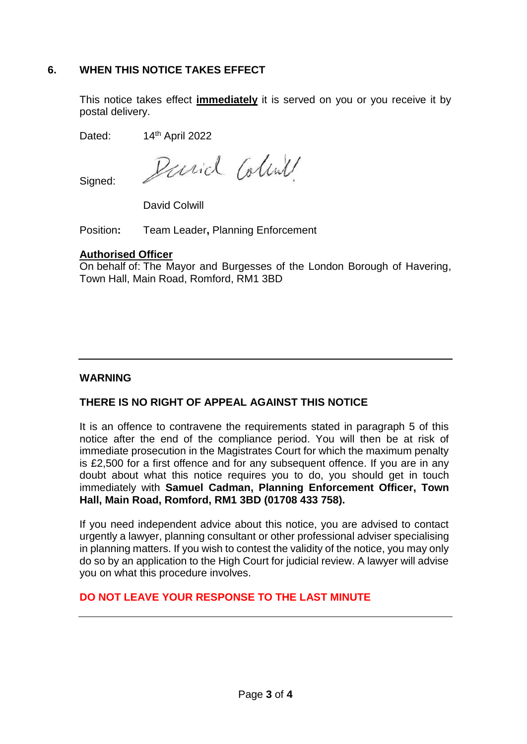## 6. WHEN THIS NOTICE TAKES EFFECT

This notice takes effect **immediately** it is served on you or you receive it by postal delivery.

Dated: 14th April 2022

Signed:

David Colwill

Position**:** Team Leader**,** Planning Enforcement

**Authorised Officer**
On behalf of: The Mayor and Burgesses of the London Borough of Havering, Town Hall, Main Road, Romford, RM1 3BD

---

**WARNING**

**THERE IS NO RIGHT OF APPEAL AGAINST THIS NOTICE**

It is an offence to contravene the requirements stated in paragraph 5 of this notice after the end of the compliance period. You will then be at risk of immediate prosecution in the Magistrates Court for which the maximum penalty is £2,500 for a first offence and for any subsequent offence. If you are in any doubt about what this notice requires you to do, you should get in touch immediately with **Samuel Cadman, Planning Enforcement Officer, Town Hall, Main Road, Romford, RM1 3BD (01708 433 758).**

If you need independent advice about this notice, you are advised to contact urgently a lawyer, planning consultant or other professional adviser specialising in planning matters. If you wish to contest the validity of the notice, you may only do so by an application to the High Court for judicial review. A lawyer will advise you on what this procedure involves.

**DO NOT LEAVE YOUR RESPONSE TO THE LAST MINUTE**

---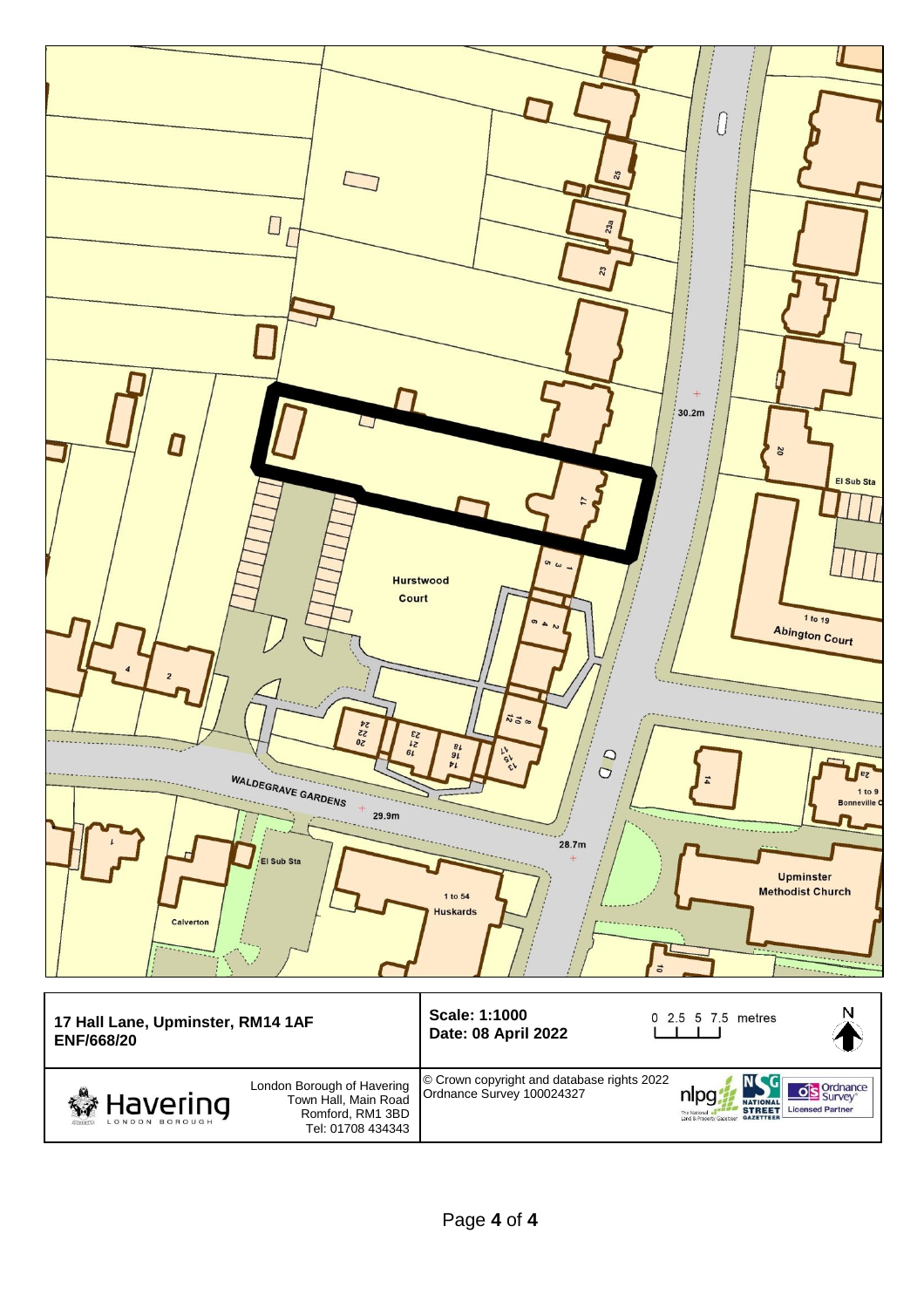17 Hall Lane, Upminster, RM14 1AF
ENF/668/20

Scale: 1:1000
Date: 08 April 2022

0 2.5 5 7.5 metres

N

Havering LONDON BOROUGH

London Borough of Havering
Town Hall, Main Road
Romford, RM1 3BD
Tel: 01708 434343

© Crown copyright and database rights 2022 Ordnance Survey 100024327

nlpg The National Land & Property Gazetteer

NSG NATIONAL STREET GAZETTEER

OS Ordnance Survey® Licensed Partner